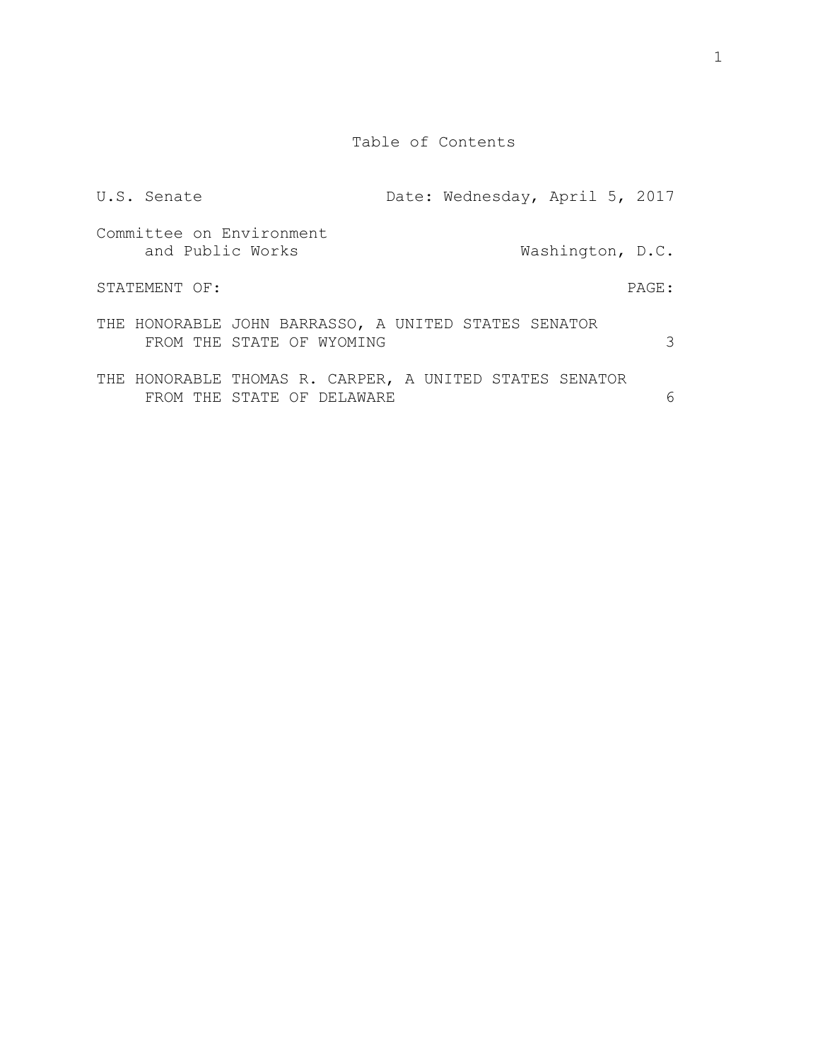# Table of Contents

| U.S. Senate | Date: Wednesday, April 5, 2017 |
|---|---|
| Committee on Environment and Public Works | Washington, D.C. |

| STATEMENT OF: | PAGE: |
|---|---|
| THE HONORABLE JOHN BARRASSO, A UNITED STATES SENATOR FROM THE STATE OF WYOMING | 3 |
| THE HONORABLE THOMAS R. CARPER, A UNITED STATES SENATOR FROM THE STATE OF DELAWARE | 6 |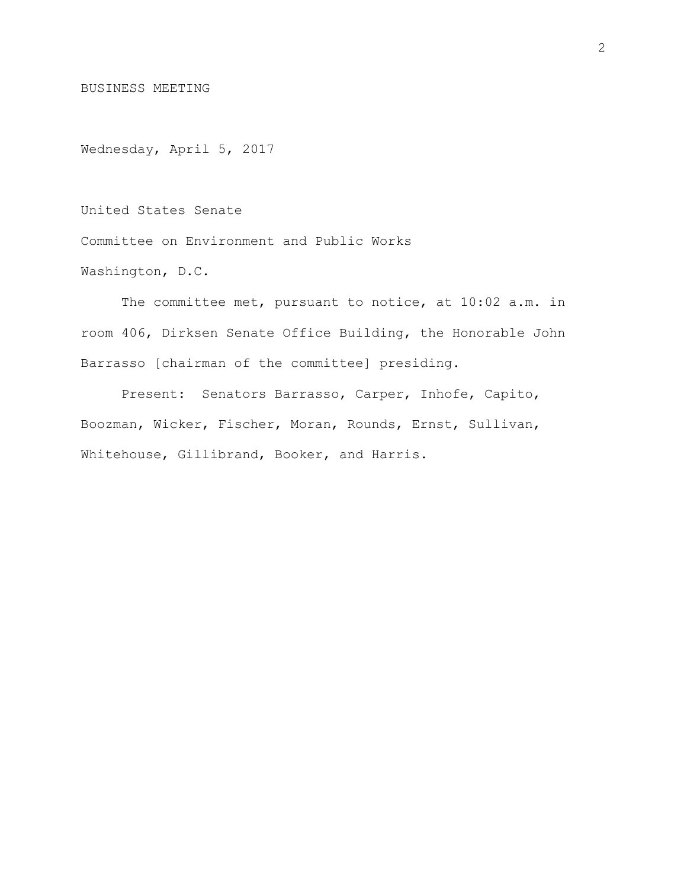BUSINESS MEETING

Wednesday, April 5, 2017

United States Senate

Committee on Environment and Public Works

Washington, D.C.

The committee met, pursuant to notice, at 10:02 a.m. in room 406, Dirksen Senate Office Building, the Honorable John Barrasso [chairman of the committee] presiding.

Present: Senators Barrasso, Carper, Inhofe, Capito, Boozman, Wicker, Fischer, Moran, Rounds, Ernst, Sullivan, Whitehouse, Gillibrand, Booker, and Harris.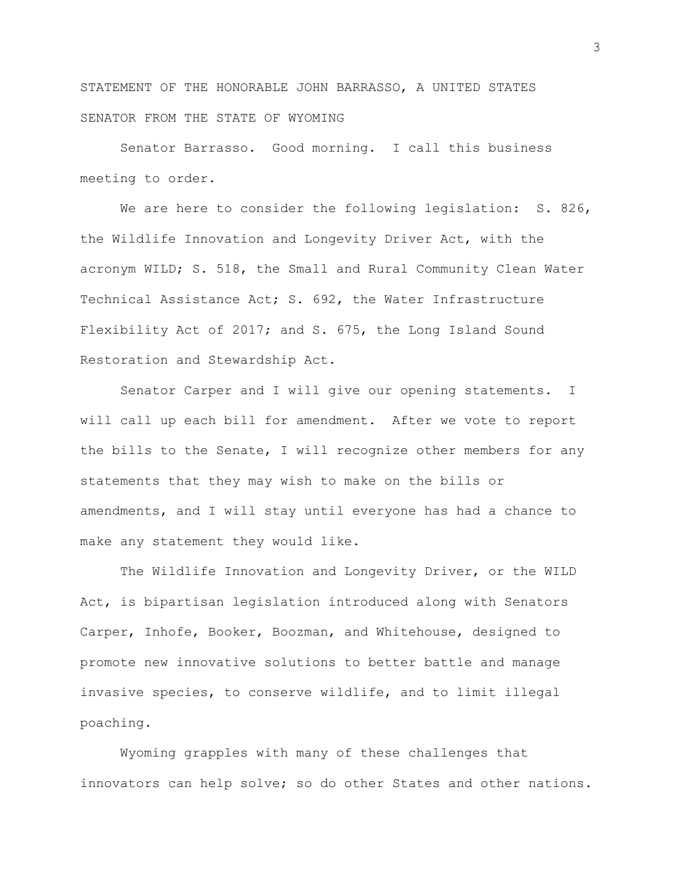STATEMENT OF THE HONORABLE JOHN BARRASSO, A UNITED STATES SENATOR FROM THE STATE OF WYOMING

Senator Barrasso. Good morning. I call this business meeting to order.

We are here to consider the following legislation: S. 826, the Wildlife Innovation and Longevity Driver Act, with the acronym WILD; S. 518, the Small and Rural Community Clean Water Technical Assistance Act; S. 692, the Water Infrastructure Flexibility Act of 2017; and S. 675, the Long Island Sound Restoration and Stewardship Act.

Senator Carper and I will give our opening statements. I will call up each bill for amendment. After we vote to report the bills to the Senate, I will recognize other members for any statements that they may wish to make on the bills or amendments, and I will stay until everyone has had a chance to make any statement they would like.

The Wildlife Innovation and Longevity Driver, or the WILD Act, is bipartisan legislation introduced along with Senators Carper, Inhofe, Booker, Boozman, and Whitehouse, designed to promote new innovative solutions to better battle and manage invasive species, to conserve wildlife, and to limit illegal poaching.

Wyoming grapples with many of these challenges that innovators can help solve; so do other States and other nations.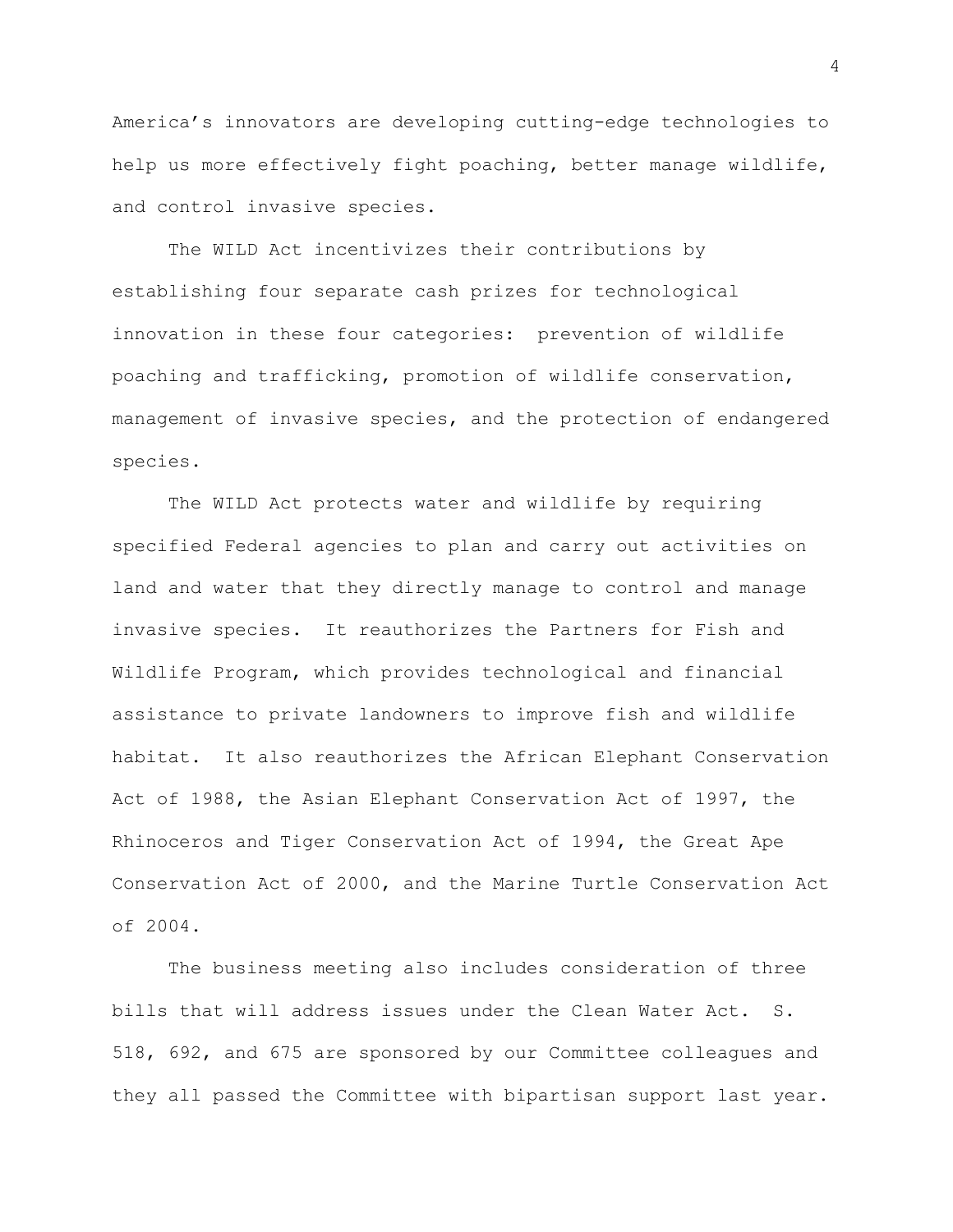America's innovators are developing cutting-edge technologies to help us more effectively fight poaching, better manage wildlife, and control invasive species.

The WILD Act incentivizes their contributions by establishing four separate cash prizes for technological innovation in these four categories: prevention of wildlife poaching and trafficking, promotion of wildlife conservation, management of invasive species, and the protection of endangered species.

The WILD Act protects water and wildlife by requiring specified Federal agencies to plan and carry out activities on land and water that they directly manage to control and manage invasive species. It reauthorizes the Partners for Fish and Wildlife Program, which provides technological and financial assistance to private landowners to improve fish and wildlife habitat. It also reauthorizes the African Elephant Conservation Act of 1988, the Asian Elephant Conservation Act of 1997, the Rhinoceros and Tiger Conservation Act of 1994, the Great Ape Conservation Act of 2000, and the Marine Turtle Conservation Act of 2004.

The business meeting also includes consideration of three bills that will address issues under the Clean Water Act. S. 518, 692, and 675 are sponsored by our Committee colleagues and they all passed the Committee with bipartisan support last year.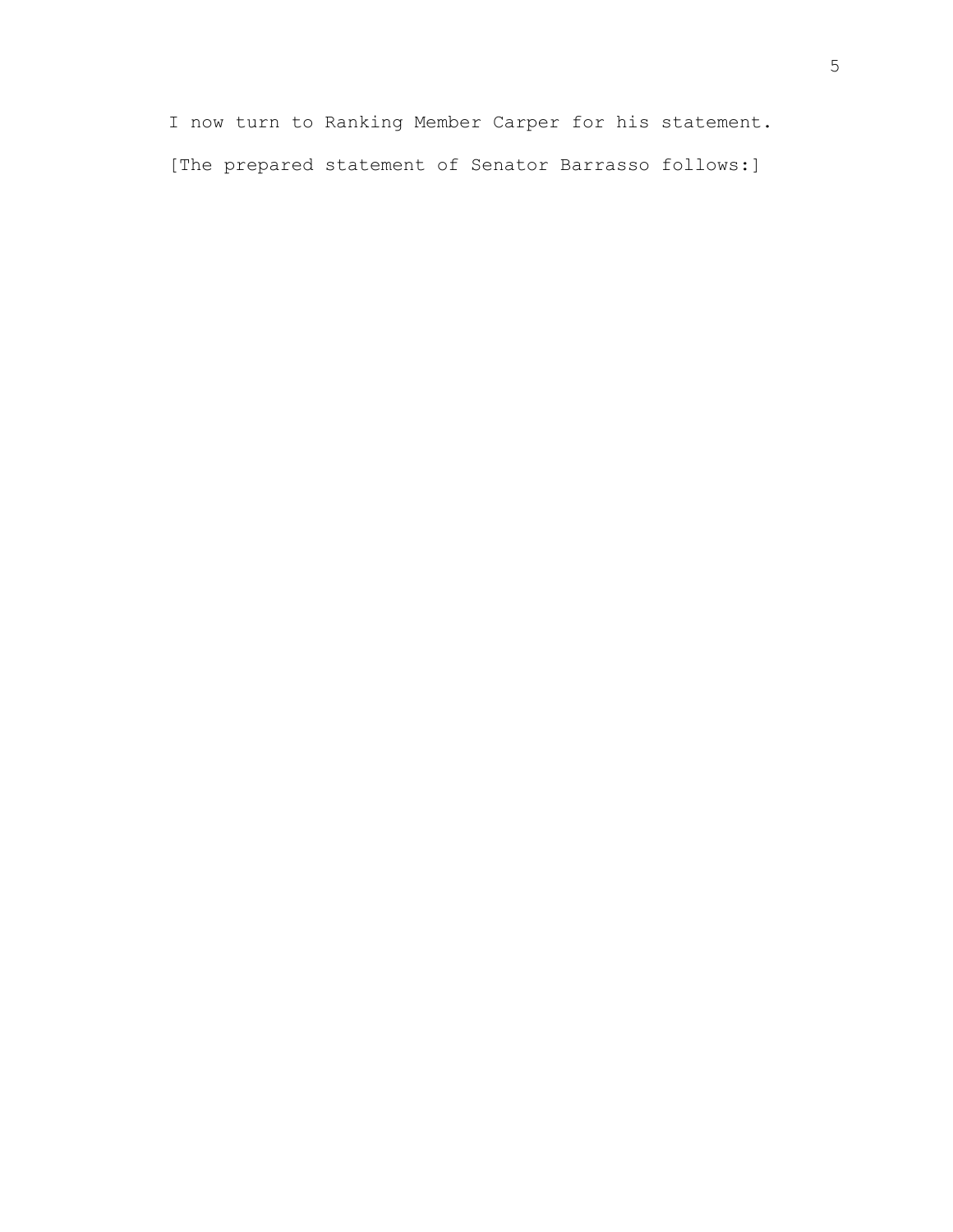I now turn to Ranking Member Carper for his statement.

[The prepared statement of Senator Barrasso follows:]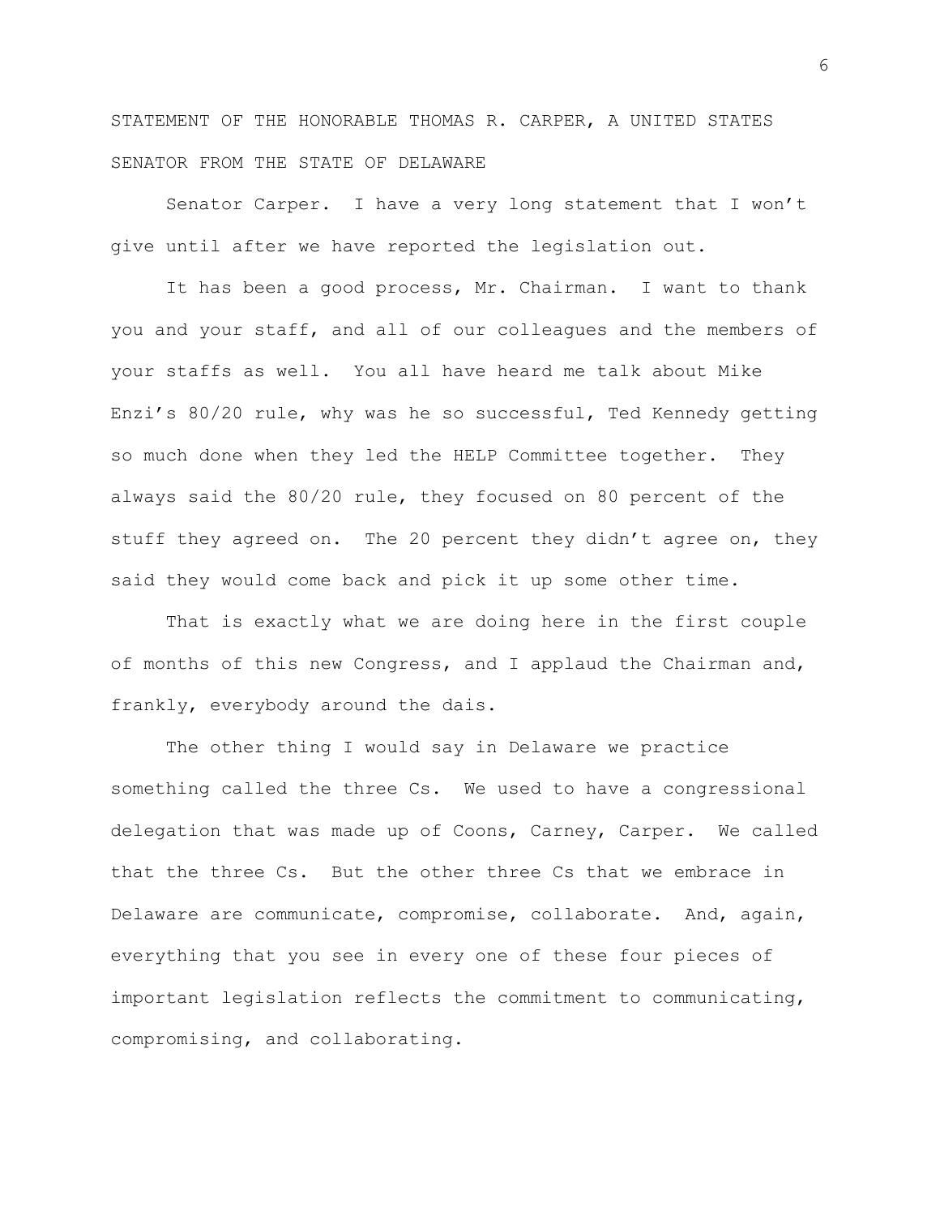STATEMENT OF THE HONORABLE THOMAS R. CARPER, A UNITED STATES SENATOR FROM THE STATE OF DELAWARE

Senator Carper. I have a very long statement that I won't give until after we have reported the legislation out.

It has been a good process, Mr. Chairman. I want to thank you and your staff, and all of our colleagues and the members of your staffs as well. You all have heard me talk about Mike Enzi's 80/20 rule, why was he so successful, Ted Kennedy getting so much done when they led the HELP Committee together. They always said the 80/20 rule, they focused on 80 percent of the stuff they agreed on. The 20 percent they didn't agree on, they said they would come back and pick it up some other time.

That is exactly what we are doing here in the first couple of months of this new Congress, and I applaud the Chairman and, frankly, everybody around the dais.

The other thing I would say in Delaware we practice something called the three Cs. We used to have a congressional delegation that was made up of Coons, Carney, Carper. We called that the three Cs. But the other three Cs that we embrace in Delaware are communicate, compromise, collaborate. And, again, everything that you see in every one of these four pieces of important legislation reflects the commitment to communicating, compromising, and collaborating.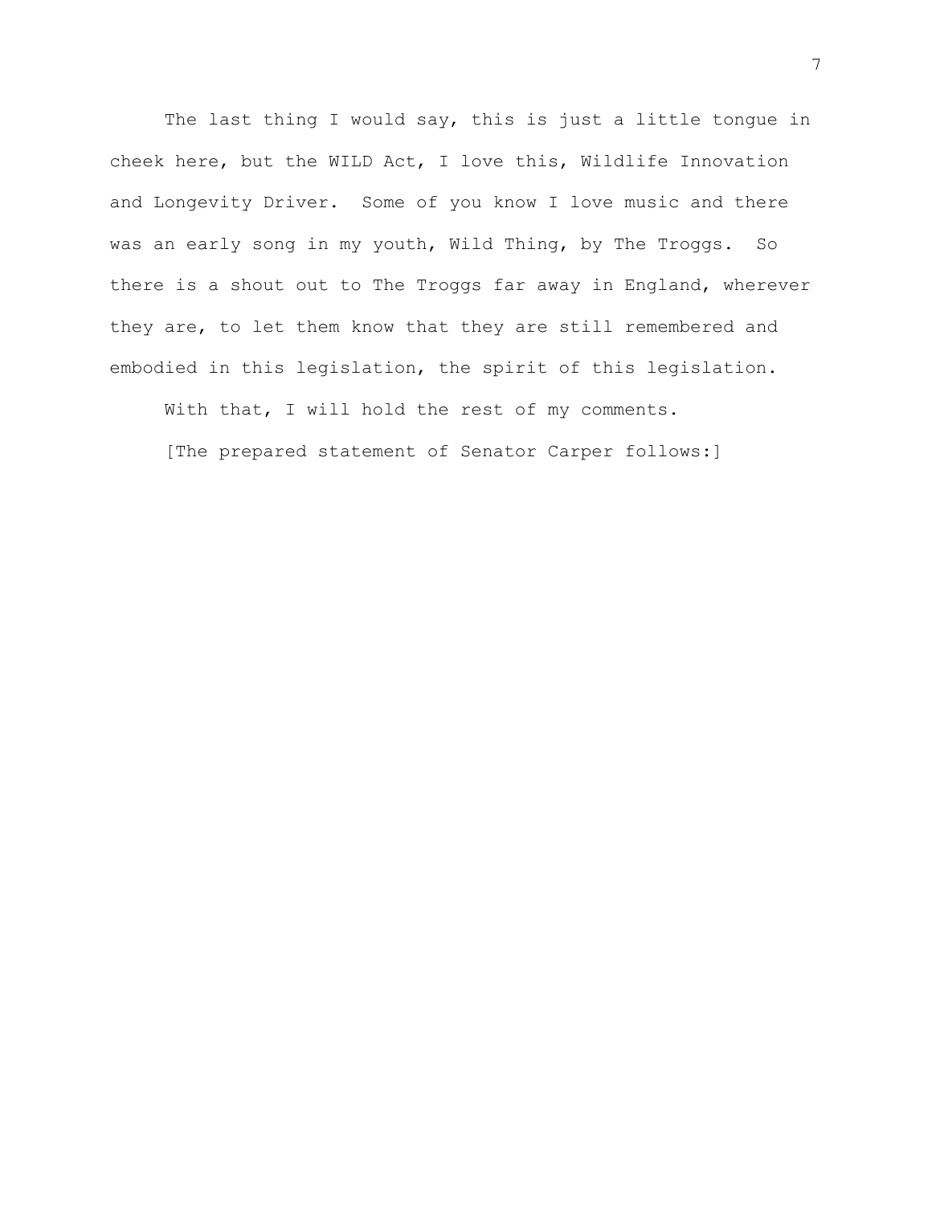The last thing I would say, this is just a little tongue in cheek here, but the WILD Act, I love this, Wildlife Innovation and Longevity Driver. Some of you know I love music and there was an early song in my youth, Wild Thing, by The Troggs. So there is a shout out to The Troggs far away in England, wherever they are, to let them know that they are still remembered and embodied in this legislation, the spirit of this legislation.

With that, I will hold the rest of my comments.

[The prepared statement of Senator Carper follows:]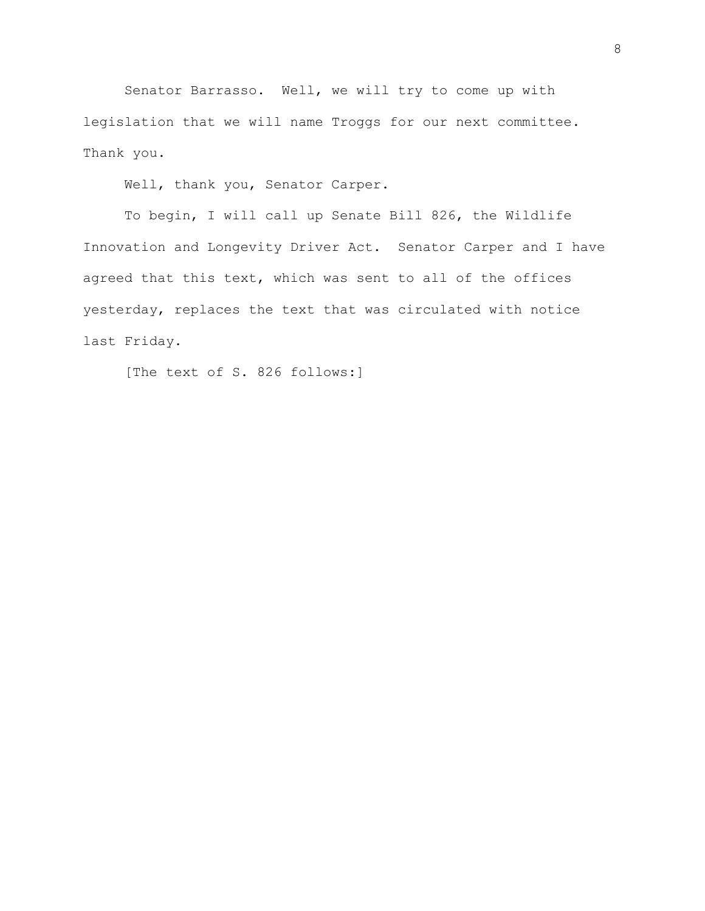Senator Barrasso. Well, we will try to come up with legislation that we will name Troggs for our next committee. Thank you.

Well, thank you, Senator Carper.

To begin, I will call up Senate Bill 826, the Wildlife Innovation and Longevity Driver Act. Senator Carper and I have agreed that this text, which was sent to all of the offices yesterday, replaces the text that was circulated with notice last Friday.

[The text of S. 826 follows:]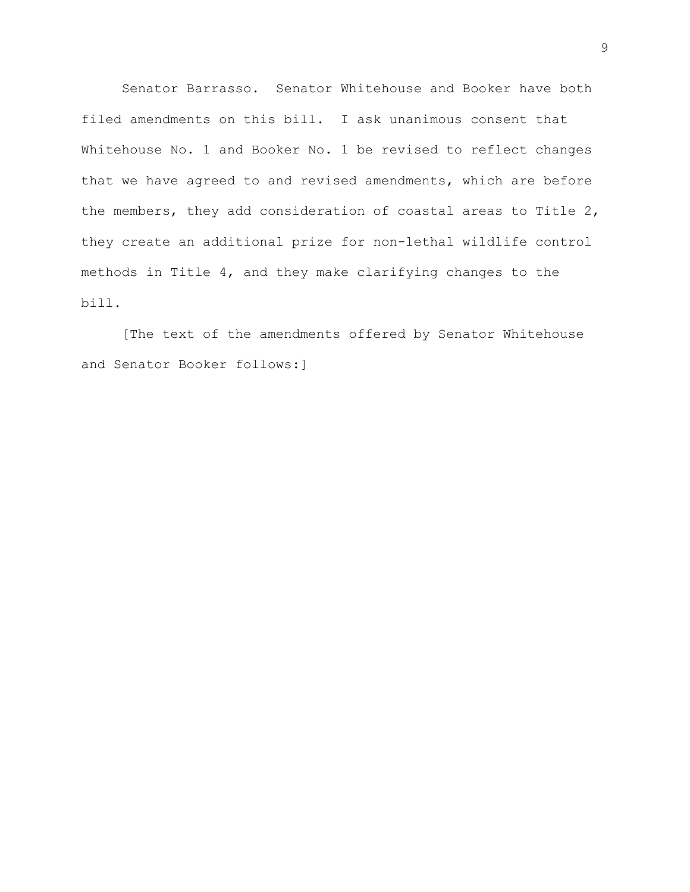Senator Barrasso. Senator Whitehouse and Booker have both filed amendments on this bill. I ask unanimous consent that Whitehouse No. 1 and Booker No. 1 be revised to reflect changes that we have agreed to and revised amendments, which are before the members, they add consideration of coastal areas to Title 2, they create an additional prize for non-lethal wildlife control methods in Title 4, and they make clarifying changes to the bill.

[The text of the amendments offered by Senator Whitehouse and Senator Booker follows:]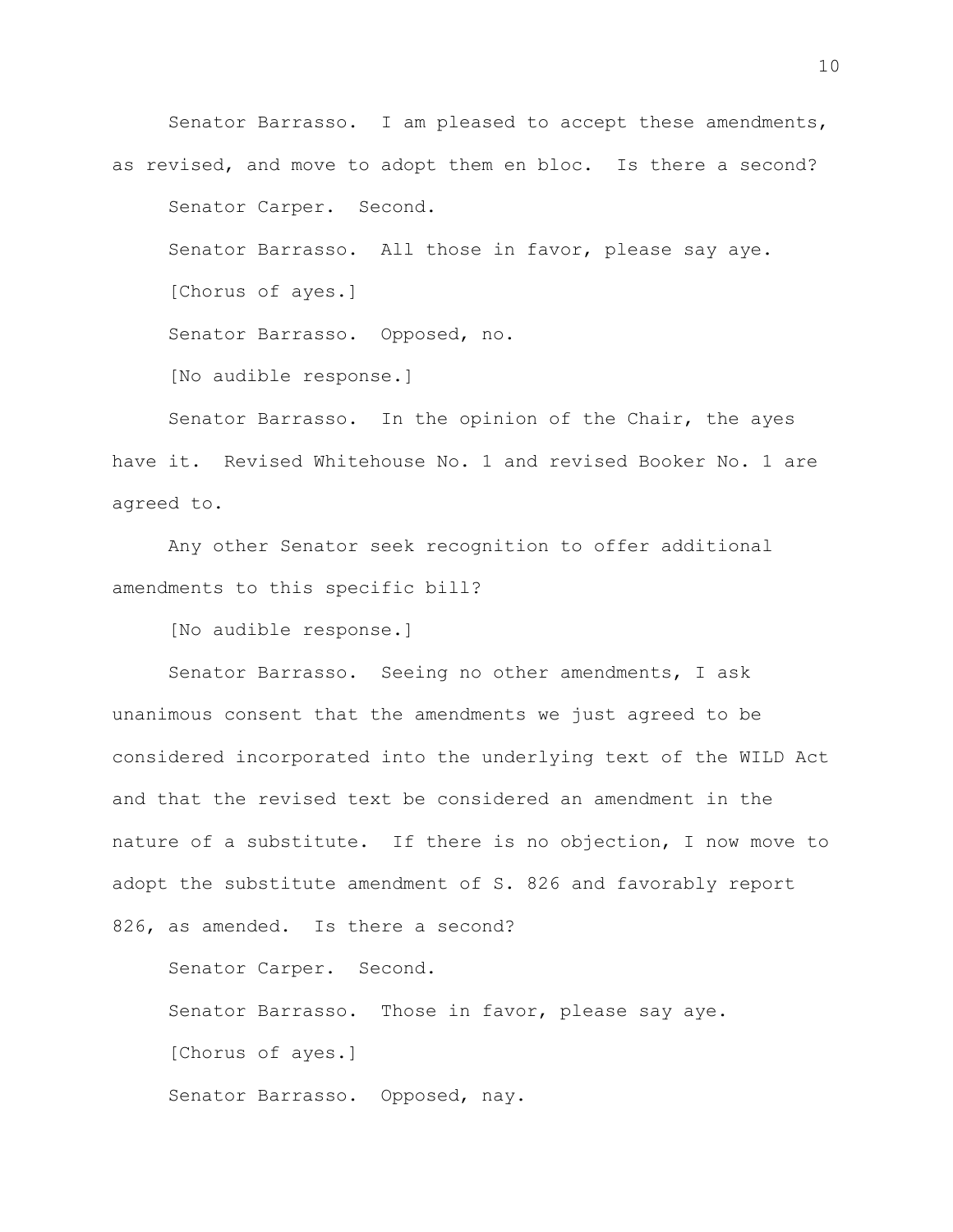Senator Barrasso. I am pleased to accept these amendments, as revised, and move to adopt them en bloc. Is there a second?

Senator Carper. Second.

Senator Barrasso. All those in favor, please say aye.

[Chorus of ayes.]

Senator Barrasso. Opposed, no.

[No audible response.]

Senator Barrasso. In the opinion of the Chair, the ayes have it. Revised Whitehouse No. 1 and revised Booker No. 1 are agreed to.

Any other Senator seek recognition to offer additional amendments to this specific bill?

[No audible response.]

Senator Barrasso. Seeing no other amendments, I ask unanimous consent that the amendments we just agreed to be considered incorporated into the underlying text of the WILD Act and that the revised text be considered an amendment in the nature of a substitute. If there is no objection, I now move to adopt the substitute amendment of S. 826 and favorably report 826, as amended. Is there a second?

Senator Carper. Second.

Senator Barrasso. Those in favor, please say aye.

[Chorus of ayes.]

Senator Barrasso. Opposed, nay.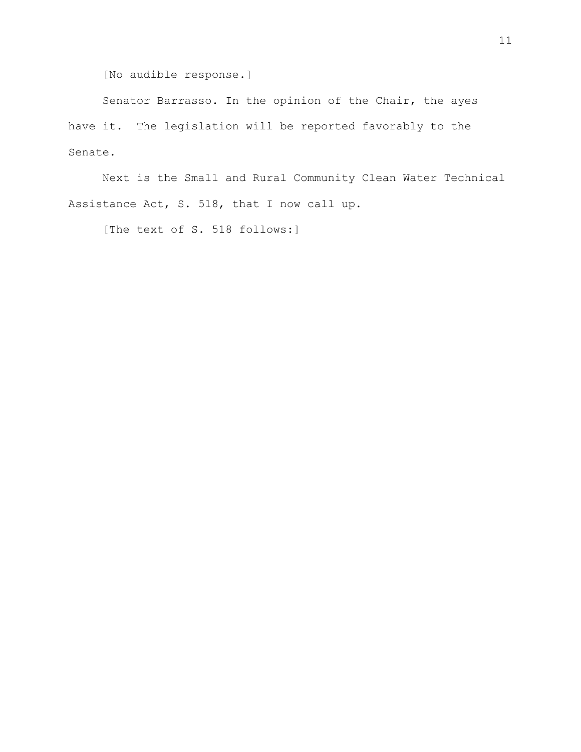[No audible response.]

Senator Barrasso. In the opinion of the Chair, the ayes have it. The legislation will be reported favorably to the Senate.

Next is the Small and Rural Community Clean Water Technical Assistance Act, S. 518, that I now call up.

[The text of S. 518 follows:]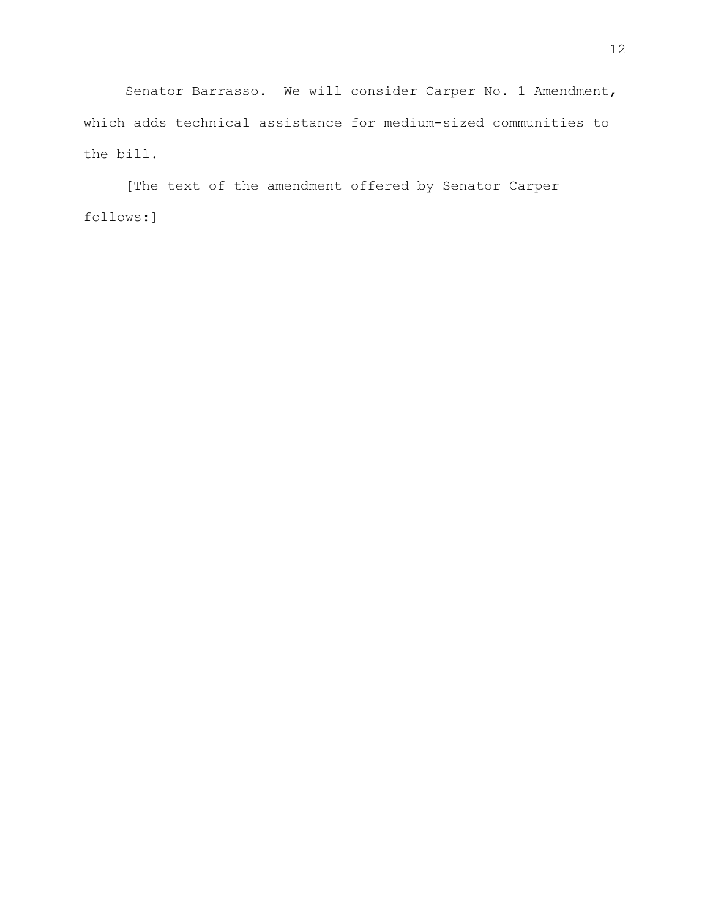Senator Barrasso. We will consider Carper No. 1 Amendment, which adds technical assistance for medium-sized communities to the bill.

[The text of the amendment offered by Senator Carper follows:]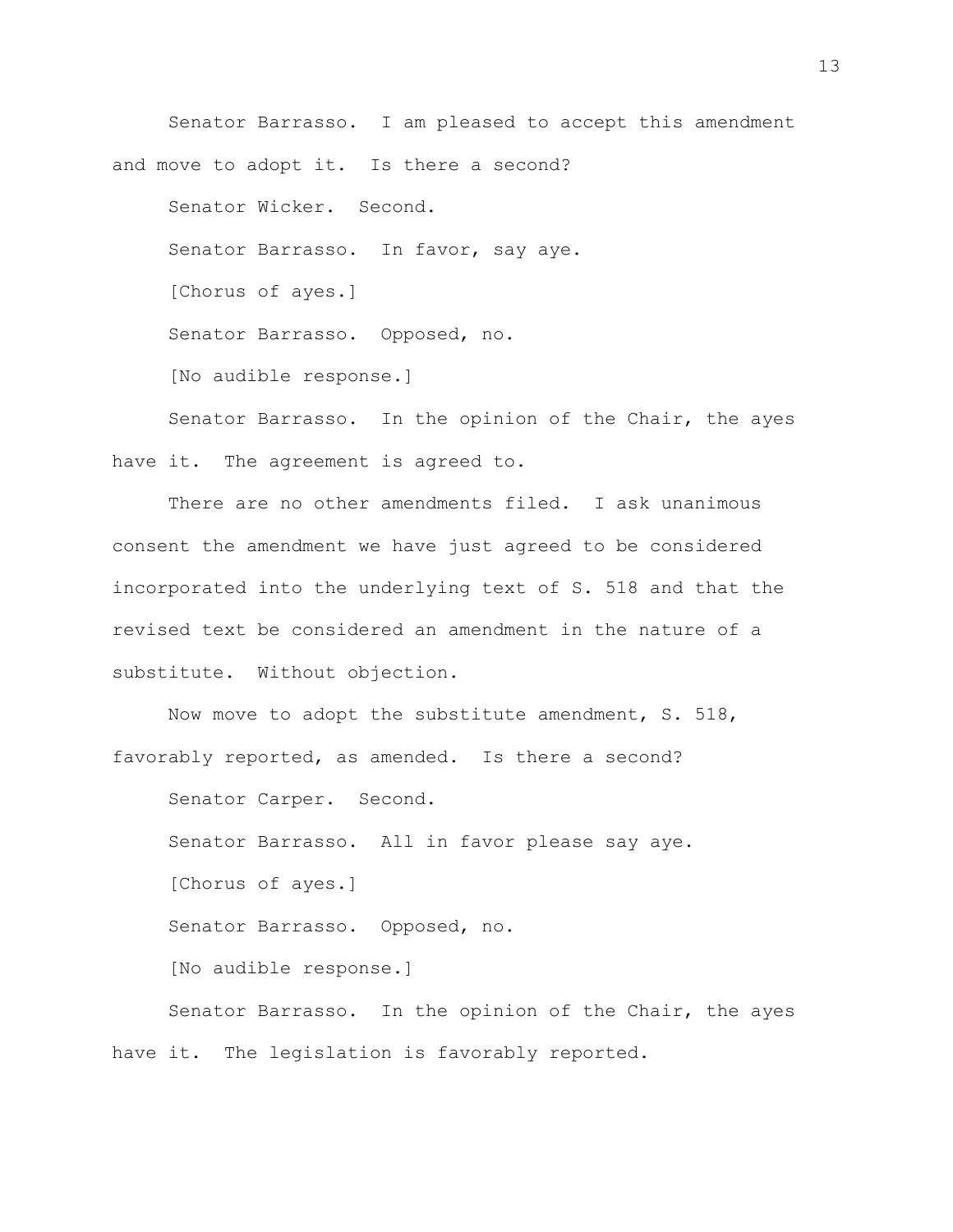Senator Barrasso. I am pleased to accept this amendment and move to adopt it. Is there a second?

Senator Wicker. Second.

Senator Barrasso. In favor, say aye.

[Chorus of ayes.]

Senator Barrasso. Opposed, no.

[No audible response.]

Senator Barrasso. In the opinion of the Chair, the ayes have it. The agreement is agreed to.

There are no other amendments filed. I ask unanimous consent the amendment we have just agreed to be considered incorporated into the underlying text of S. 518 and that the revised text be considered an amendment in the nature of a substitute. Without objection.

Now move to adopt the substitute amendment, S. 518, favorably reported, as amended. Is there a second?

Senator Carper. Second.

Senator Barrasso. All in favor please say aye.

[Chorus of ayes.]

Senator Barrasso. Opposed, no.

[No audible response.]

Senator Barrasso. In the opinion of the Chair, the ayes have it. The legislation is favorably reported.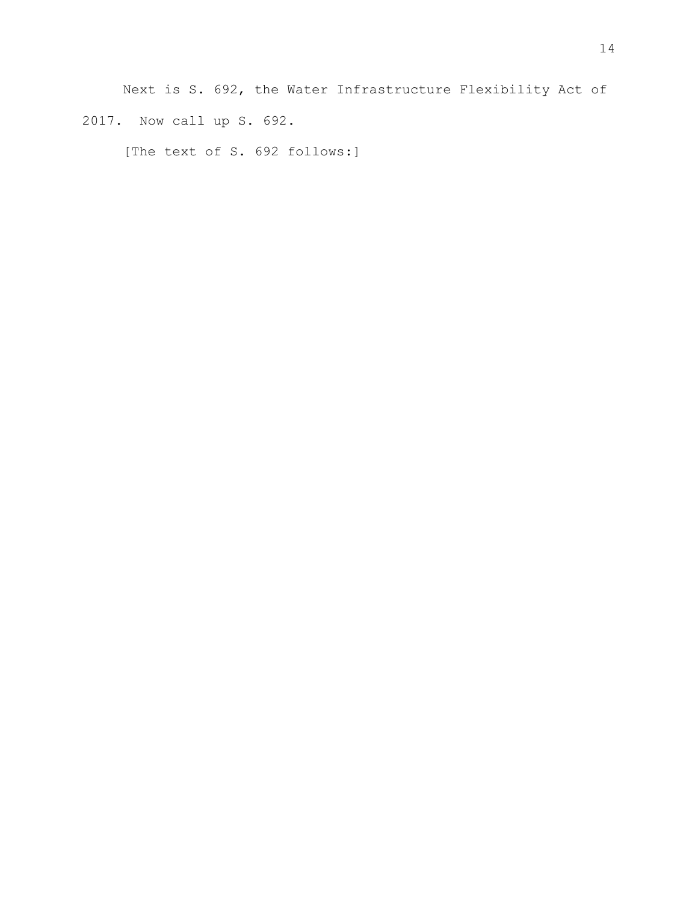Next is S. 692, the Water Infrastructure Flexibility Act of 2017. Now call up S. 692.

[The text of S. 692 follows:]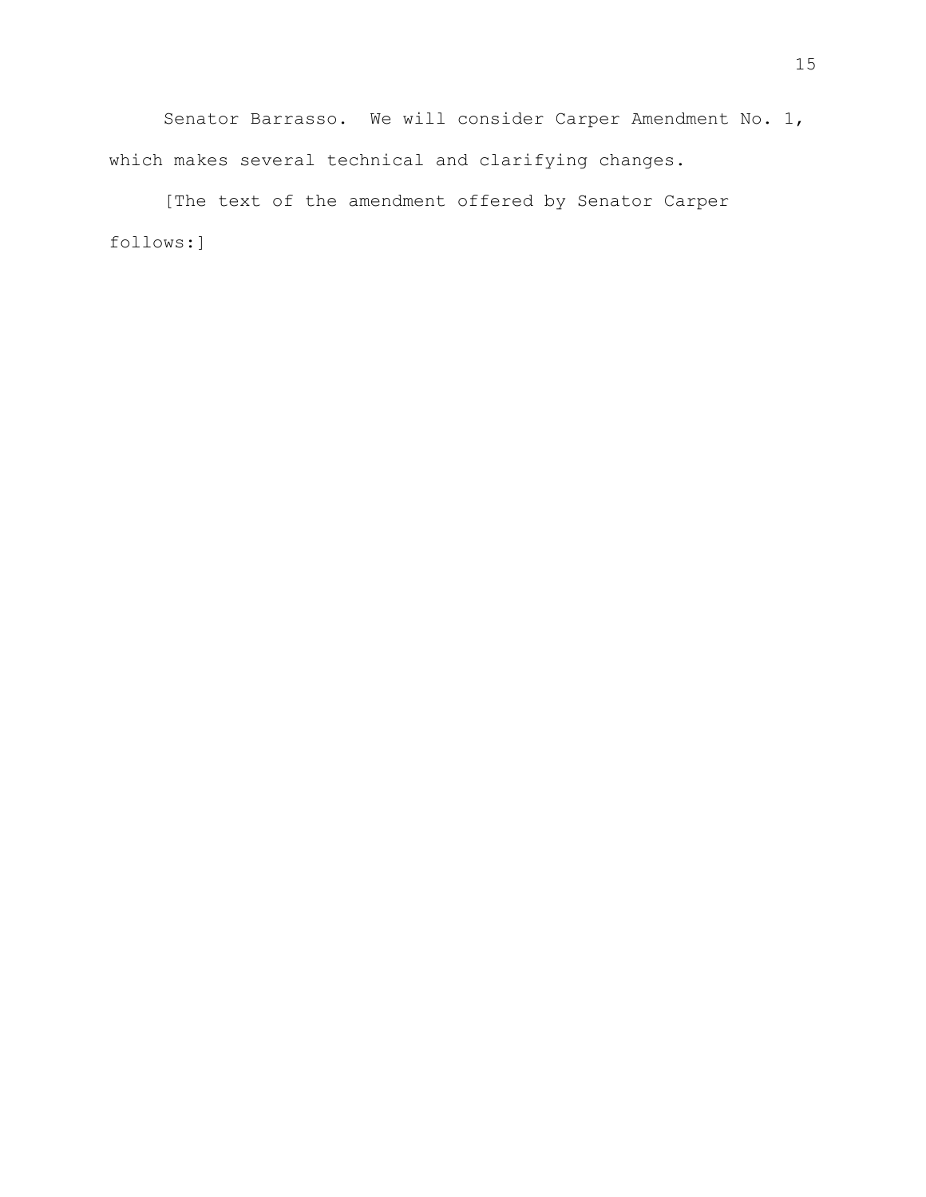Senator Barrasso. We will consider Carper Amendment No. 1, which makes several technical and clarifying changes.

[The text of the amendment offered by Senator Carper follows:]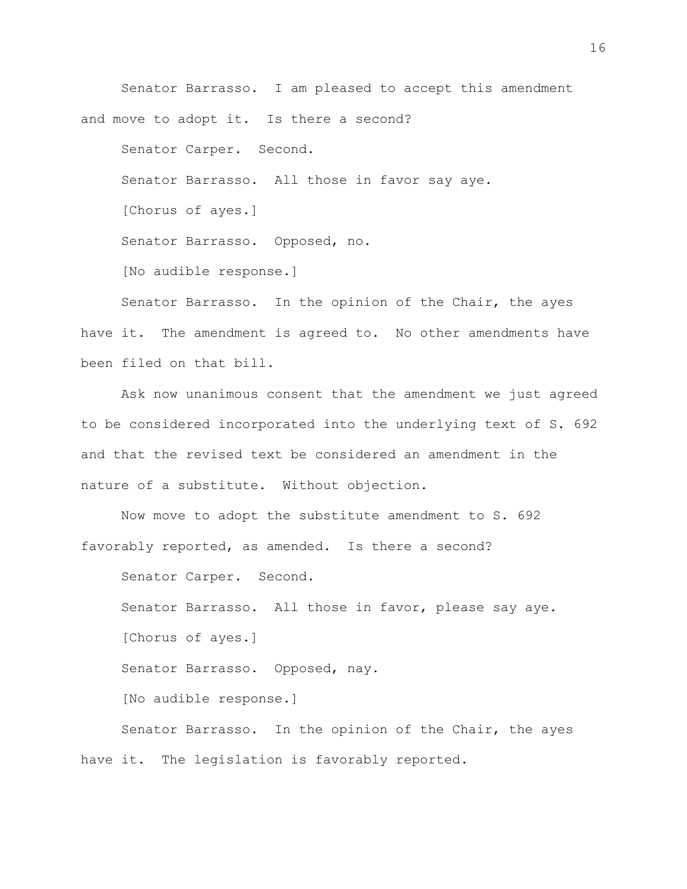Senator Barrasso. I am pleased to accept this amendment and move to adopt it. Is there a second?

Senator Carper. Second.

Senator Barrasso. All those in favor say aye.

[Chorus of ayes.]

Senator Barrasso. Opposed, no.

[No audible response.]

Senator Barrasso. In the opinion of the Chair, the ayes have it. The amendment is agreed to. No other amendments have been filed on that bill.

Ask now unanimous consent that the amendment we just agreed to be considered incorporated into the underlying text of S. 692 and that the revised text be considered an amendment in the nature of a substitute. Without objection.

Now move to adopt the substitute amendment to S. 692 favorably reported, as amended. Is there a second?

Senator Carper. Second.

Senator Barrasso. All those in favor, please say aye.

[Chorus of ayes.]

Senator Barrasso. Opposed, nay.

[No audible response.]

Senator Barrasso. In the opinion of the Chair, the ayes have it. The legislation is favorably reported.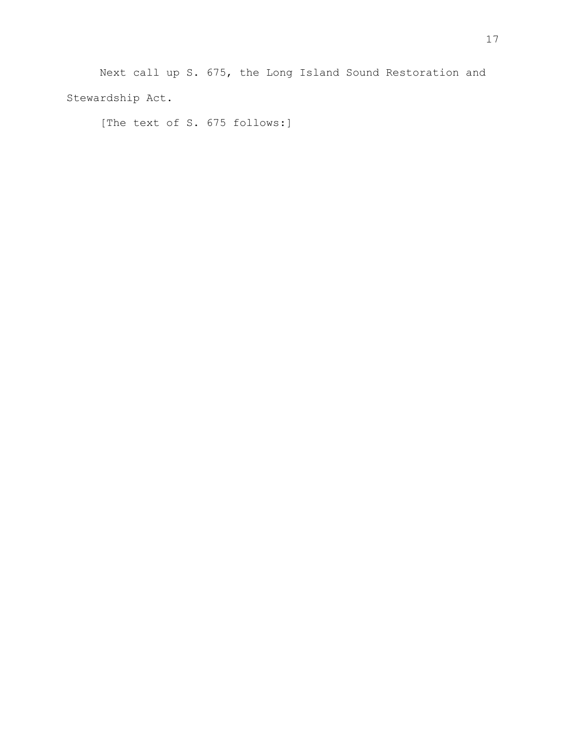Next call up S. 675, the Long Island Sound Restoration and Stewardship Act.

[The text of S. 675 follows:]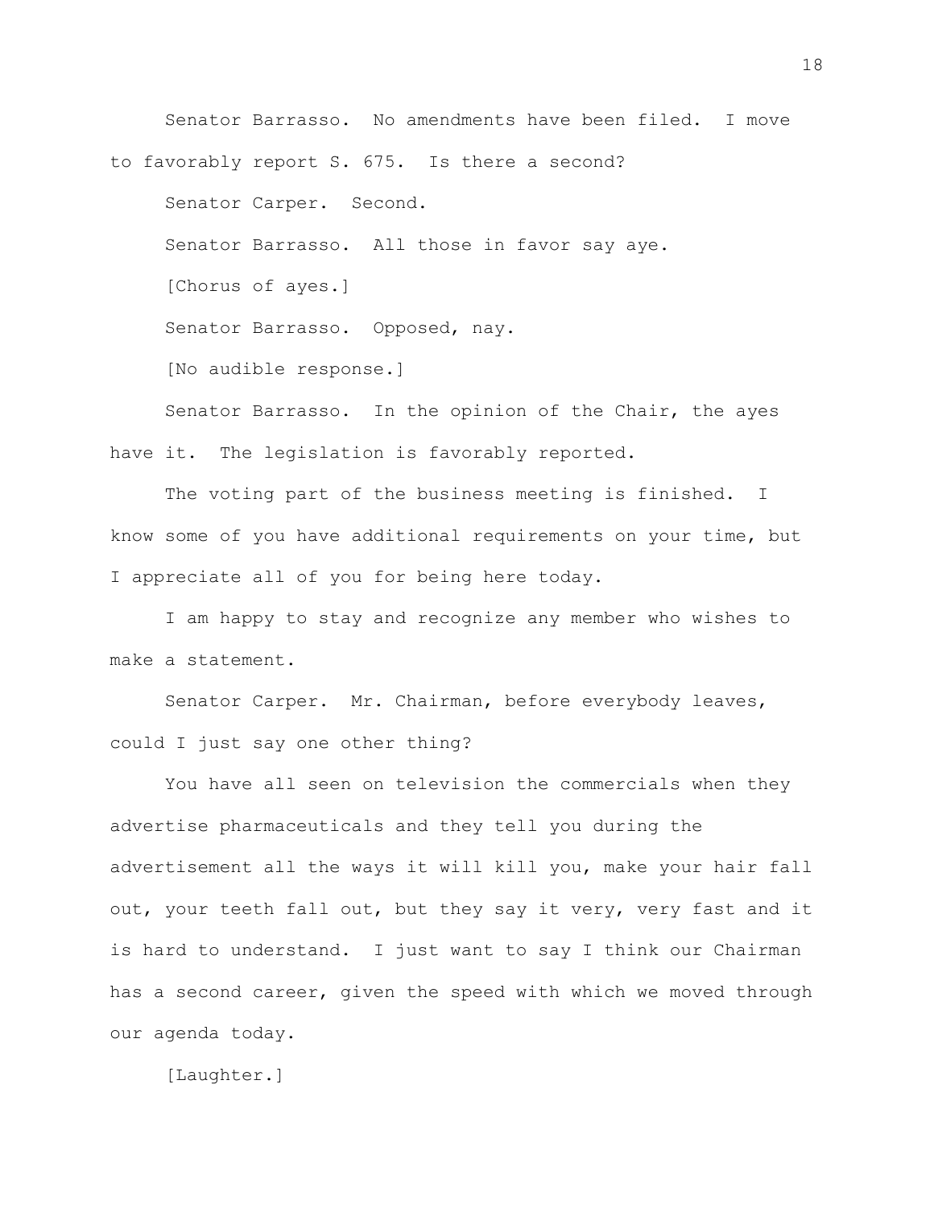Senator Barrasso. No amendments have been filed. I move to favorably report S. 675. Is there a second?

Senator Carper. Second.

Senator Barrasso. All those in favor say aye.

[Chorus of ayes.]

Senator Barrasso. Opposed, nay.

[No audible response.]

Senator Barrasso. In the opinion of the Chair, the ayes have it. The legislation is favorably reported.

The voting part of the business meeting is finished. I know some of you have additional requirements on your time, but I appreciate all of you for being here today.

I am happy to stay and recognize any member who wishes to make a statement.

Senator Carper. Mr. Chairman, before everybody leaves, could I just say one other thing?

You have all seen on television the commercials when they advertise pharmaceuticals and they tell you during the advertisement all the ways it will kill you, make your hair fall out, your teeth fall out, but they say it very, very fast and it is hard to understand. I just want to say I think our Chairman has a second career, given the speed with which we moved through our agenda today.

[Laughter.]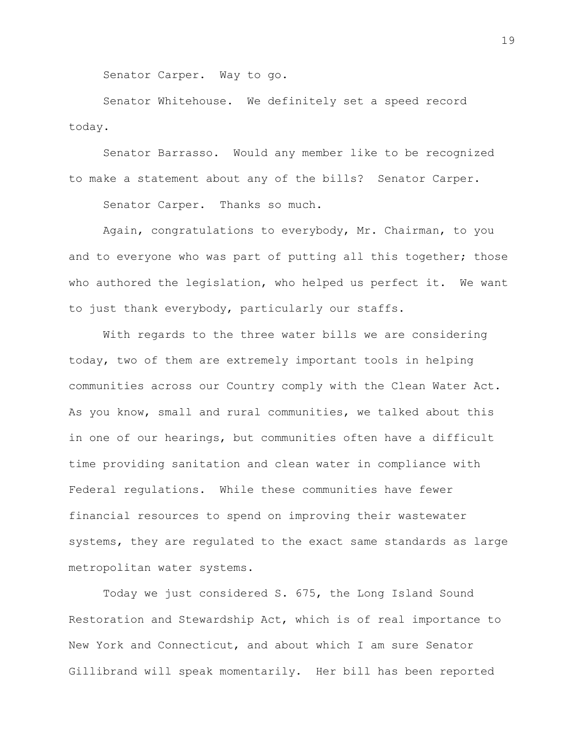Senator Carper. Way to go.

Senator Whitehouse. We definitely set a speed record today.

Senator Barrasso. Would any member like to be recognized to make a statement about any of the bills? Senator Carper.

Senator Carper. Thanks so much.

Again, congratulations to everybody, Mr. Chairman, to you and to everyone who was part of putting all this together; those who authored the legislation, who helped us perfect it. We want to just thank everybody, particularly our staffs.

With regards to the three water bills we are considering today, two of them are extremely important tools in helping communities across our Country comply with the Clean Water Act. As you know, small and rural communities, we talked about this in one of our hearings, but communities often have a difficult time providing sanitation and clean water in compliance with Federal regulations. While these communities have fewer financial resources to spend on improving their wastewater systems, they are regulated to the exact same standards as large metropolitan water systems.

Today we just considered S. 675, the Long Island Sound Restoration and Stewardship Act, which is of real importance to New York and Connecticut, and about which I am sure Senator Gillibrand will speak momentarily. Her bill has been reported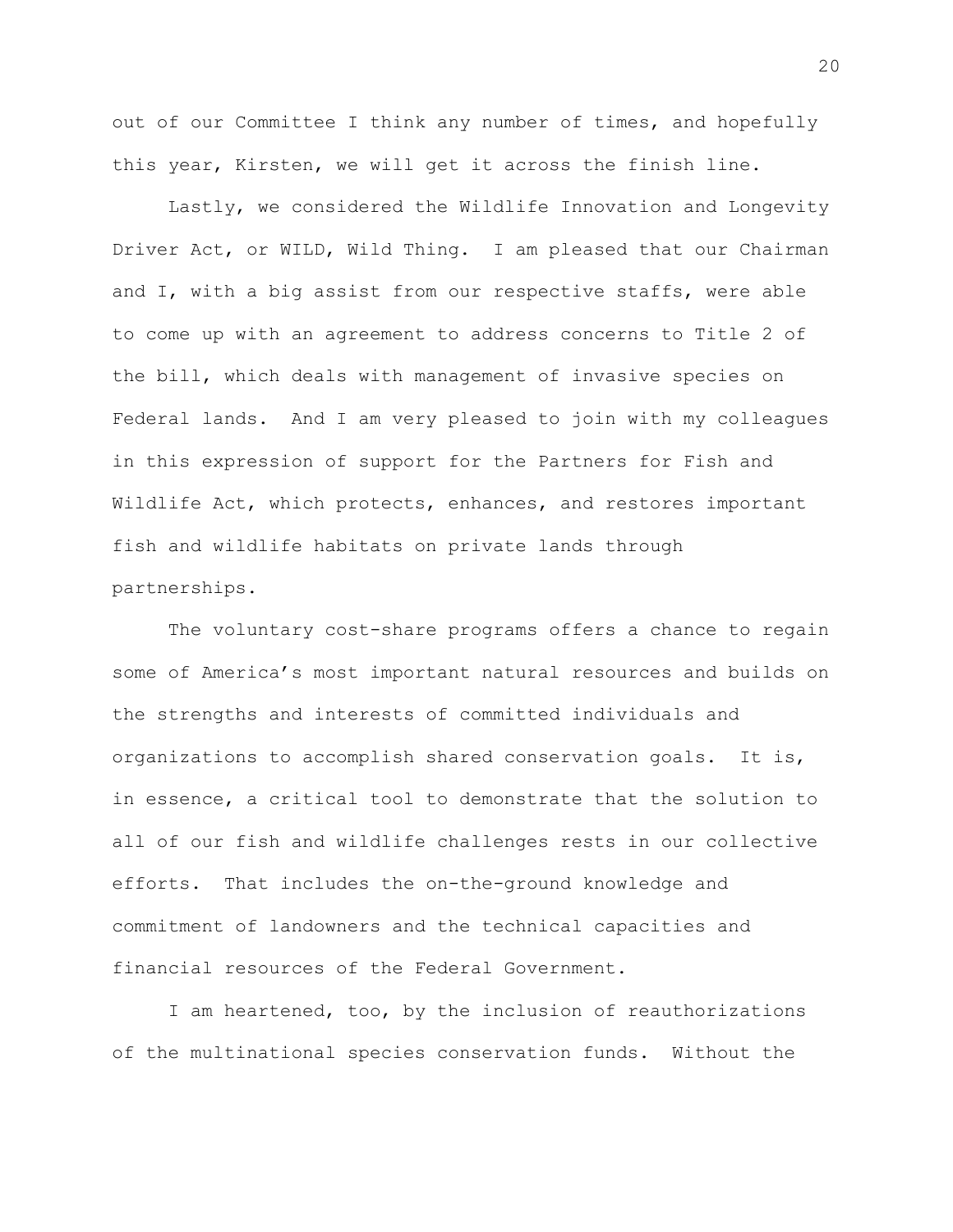out of our Committee I think any number of times, and hopefully this year, Kirsten, we will get it across the finish line.

Lastly, we considered the Wildlife Innovation and Longevity Driver Act, or WILD, Wild Thing. I am pleased that our Chairman and I, with a big assist from our respective staffs, were able to come up with an agreement to address concerns to Title 2 of the bill, which deals with management of invasive species on Federal lands. And I am very pleased to join with my colleagues in this expression of support for the Partners for Fish and Wildlife Act, which protects, enhances, and restores important fish and wildlife habitats on private lands through partnerships.

The voluntary cost-share programs offers a chance to regain some of America's most important natural resources and builds on the strengths and interests of committed individuals and organizations to accomplish shared conservation goals. It is, in essence, a critical tool to demonstrate that the solution to all of our fish and wildlife challenges rests in our collective efforts. That includes the on-the-ground knowledge and commitment of landowners and the technical capacities and financial resources of the Federal Government.

I am heartened, too, by the inclusion of reauthorizations of the multinational species conservation funds. Without the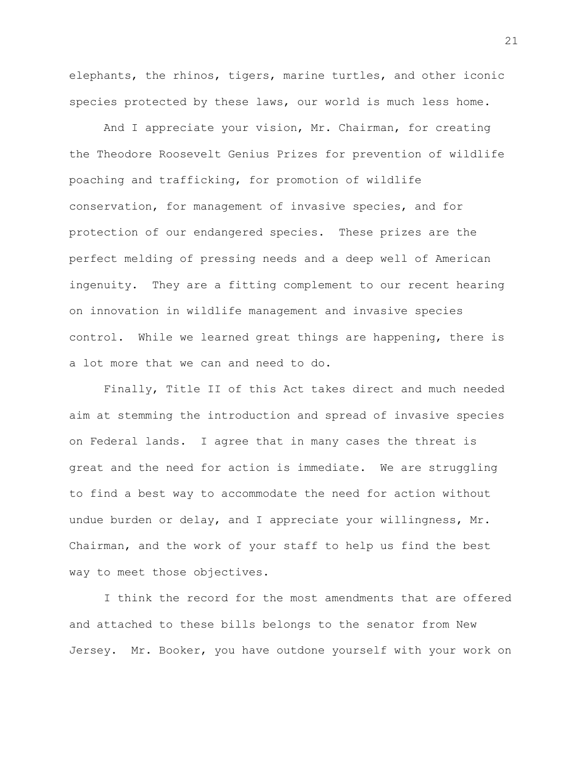elephants, the rhinos, tigers, marine turtles, and other iconic species protected by these laws, our world is much less home.

And I appreciate your vision, Mr. Chairman, for creating the Theodore Roosevelt Genius Prizes for prevention of wildlife poaching and trafficking, for promotion of wildlife conservation, for management of invasive species, and for protection of our endangered species. These prizes are the perfect melding of pressing needs and a deep well of American ingenuity. They are a fitting complement to our recent hearing on innovation in wildlife management and invasive species control. While we learned great things are happening, there is a lot more that we can and need to do.

Finally, Title II of this Act takes direct and much needed aim at stemming the introduction and spread of invasive species on Federal lands. I agree that in many cases the threat is great and the need for action is immediate. We are struggling to find a best way to accommodate the need for action without undue burden or delay, and I appreciate your willingness, Mr. Chairman, and the work of your staff to help us find the best way to meet those objectives.

I think the record for the most amendments that are offered and attached to these bills belongs to the senator from New Jersey. Mr. Booker, you have outdone yourself with your work on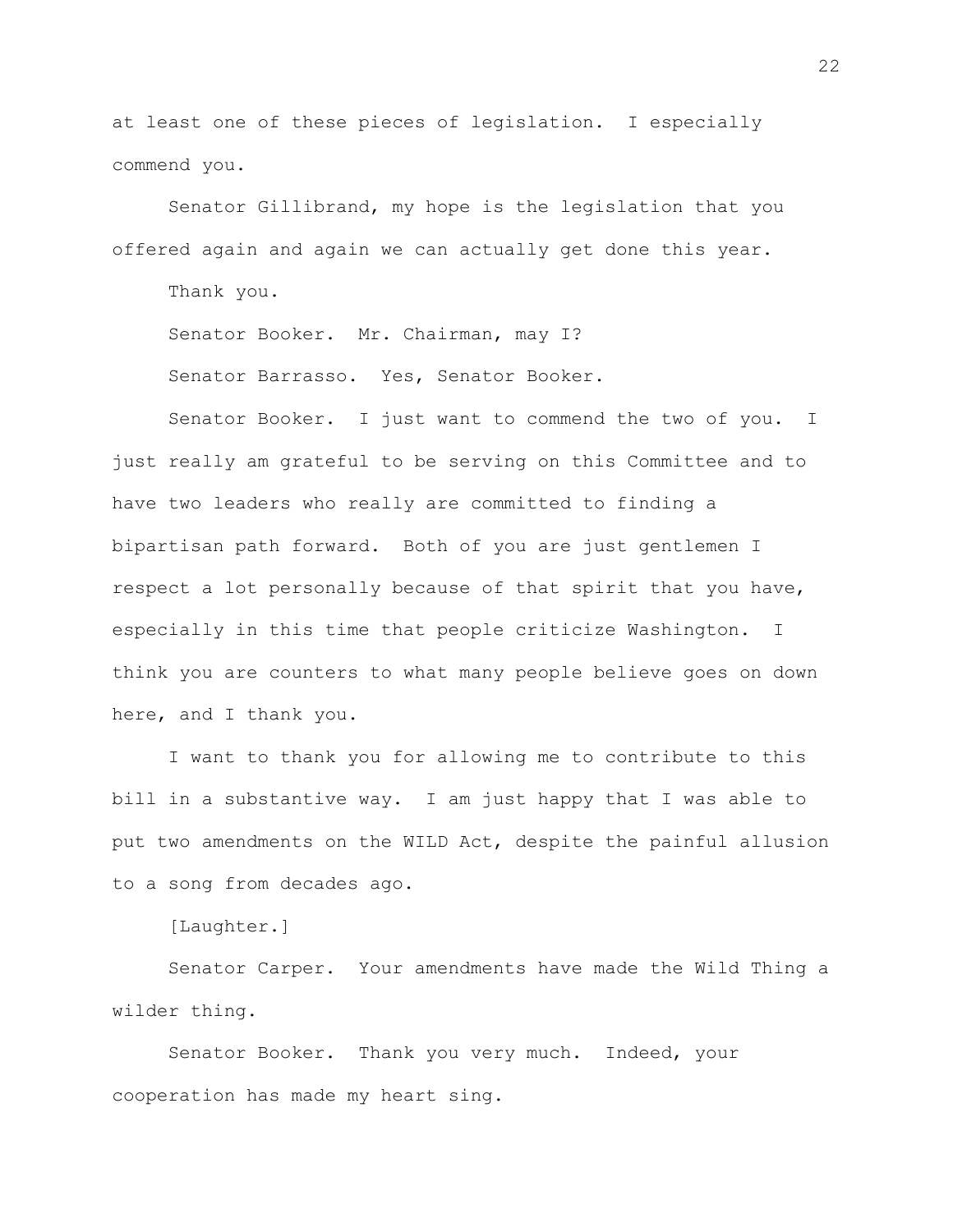at least one of these pieces of legislation. I especially commend you.

Senator Gillibrand, my hope is the legislation that you offered again and again we can actually get done this year.

Thank you.

Senator Booker. Mr. Chairman, may I?

Senator Barrasso. Yes, Senator Booker.

Senator Booker. I just want to commend the two of you. I just really am grateful to be serving on this Committee and to have two leaders who really are committed to finding a bipartisan path forward. Both of you are just gentlemen I respect a lot personally because of that spirit that you have, especially in this time that people criticize Washington. I think you are counters to what many people believe goes on down here, and I thank you.

I want to thank you for allowing me to contribute to this bill in a substantive way. I am just happy that I was able to put two amendments on the WILD Act, despite the painful allusion to a song from decades ago.

[Laughter.]

Senator Carper. Your amendments have made the Wild Thing a wilder thing.

Senator Booker. Thank you very much. Indeed, your cooperation has made my heart sing.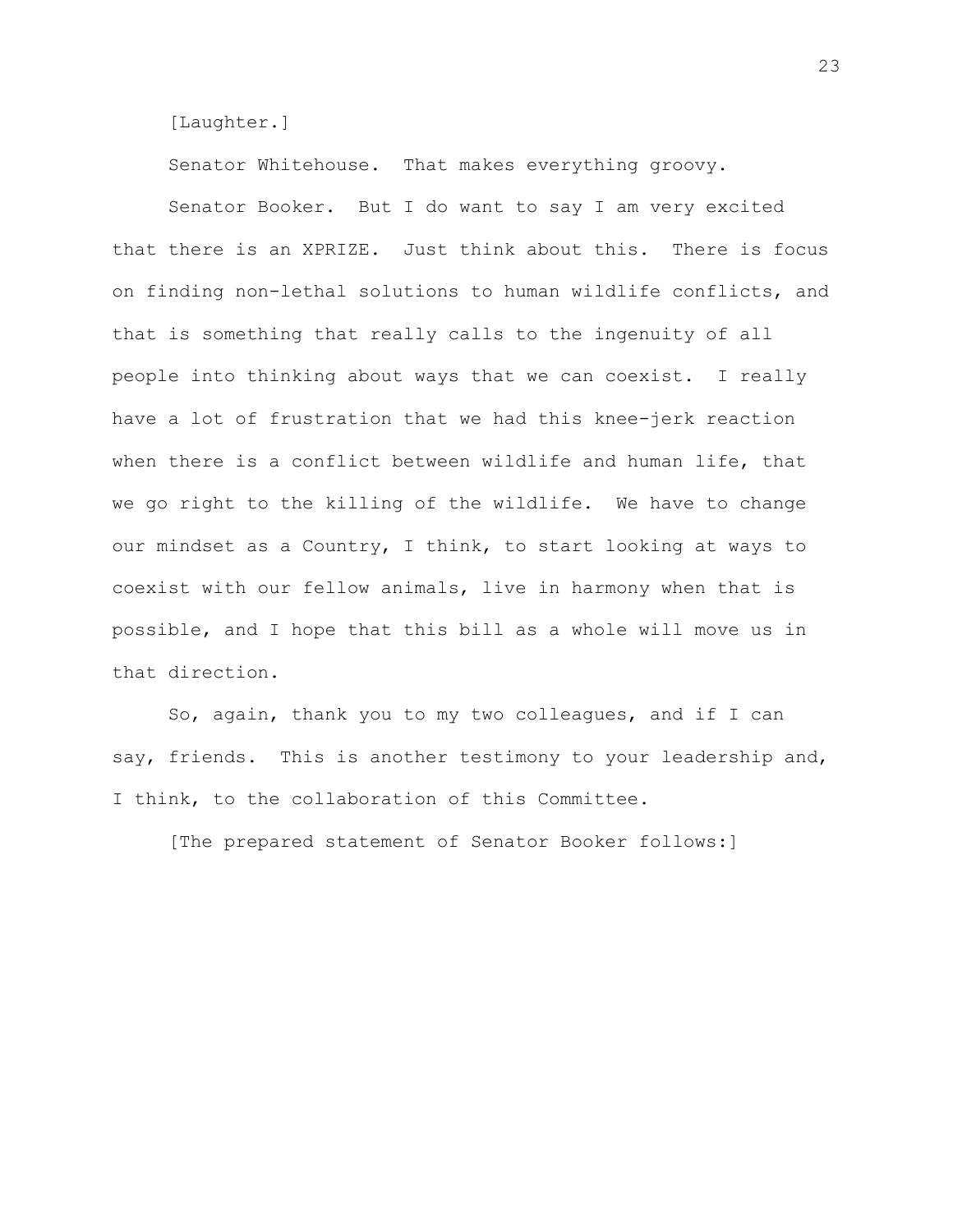[Laughter.]

Senator Whitehouse. That makes everything groovy.

Senator Booker. But I do want to say I am very excited that there is an XPRIZE. Just think about this. There is focus on finding non-lethal solutions to human wildlife conflicts, and that is something that really calls to the ingenuity of all people into thinking about ways that we can coexist. I really have a lot of frustration that we had this knee-jerk reaction when there is a conflict between wildlife and human life, that we go right to the killing of the wildlife. We have to change our mindset as a Country, I think, to start looking at ways to coexist with our fellow animals, live in harmony when that is possible, and I hope that this bill as a whole will move us in that direction.

So, again, thank you to my two colleagues, and if I can say, friends. This is another testimony to your leadership and, I think, to the collaboration of this Committee.

[The prepared statement of Senator Booker follows:]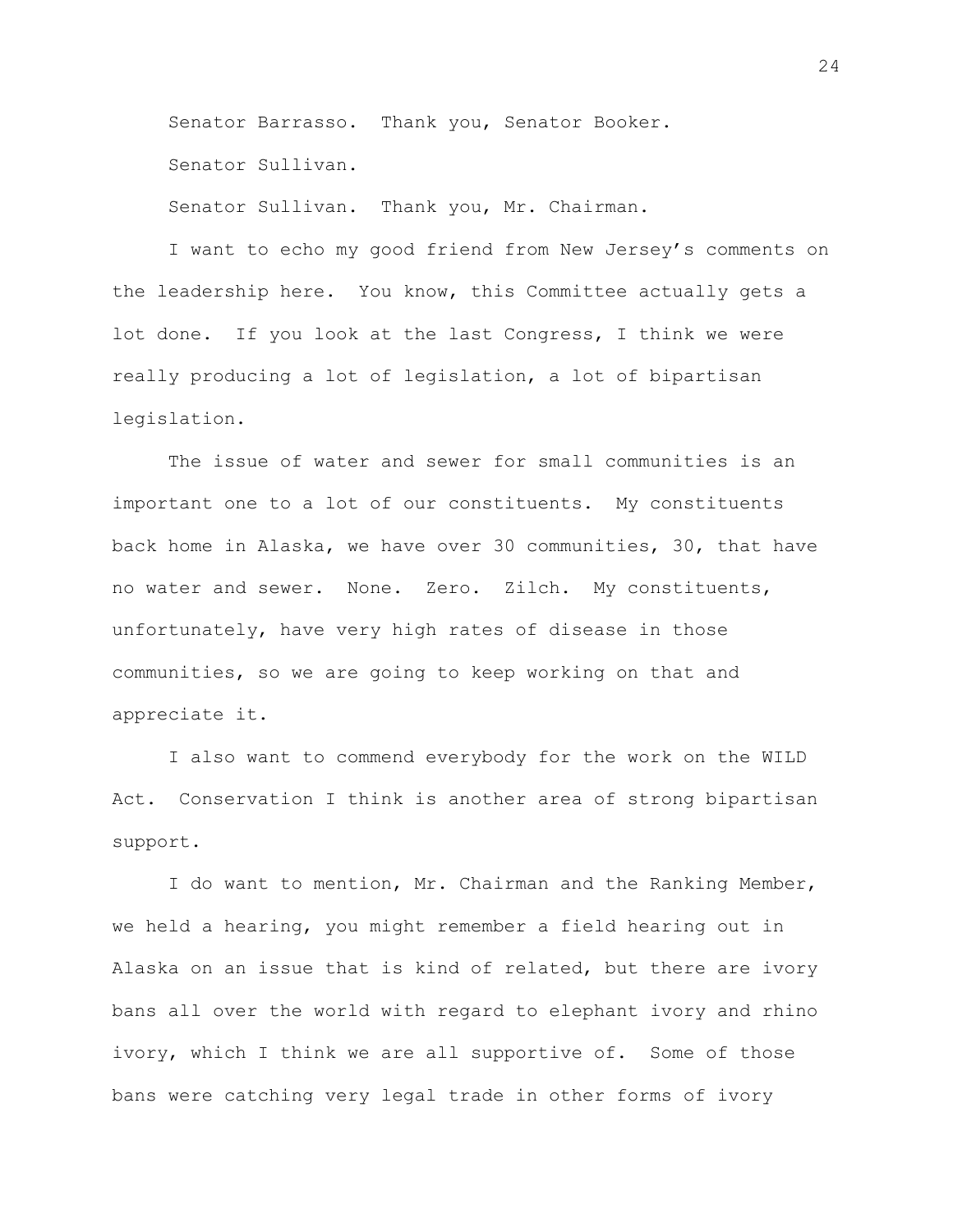Senator Barrasso. Thank you, Senator Booker.

Senator Sullivan.

Senator Sullivan. Thank you, Mr. Chairman.

I want to echo my good friend from New Jersey's comments on the leadership here. You know, this Committee actually gets a lot done. If you look at the last Congress, I think we were really producing a lot of legislation, a lot of bipartisan legislation.

The issue of water and sewer for small communities is an important one to a lot of our constituents. My constituents back home in Alaska, we have over 30 communities, 30, that have no water and sewer. None. Zero. Zilch. My constituents, unfortunately, have very high rates of disease in those communities, so we are going to keep working on that and appreciate it.

I also want to commend everybody for the work on the WILD Act. Conservation I think is another area of strong bipartisan support.

I do want to mention, Mr. Chairman and the Ranking Member, we held a hearing, you might remember a field hearing out in Alaska on an issue that is kind of related, but there are ivory bans all over the world with regard to elephant ivory and rhino ivory, which I think we are all supportive of. Some of those bans were catching very legal trade in other forms of ivory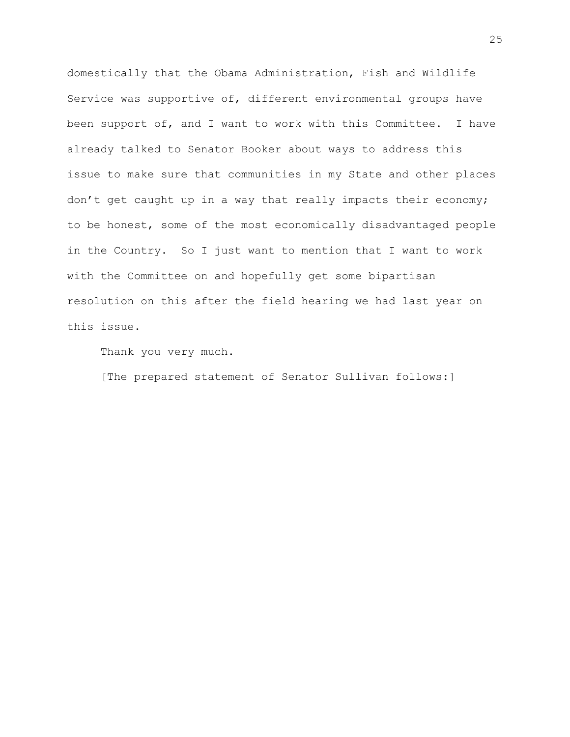domestically that the Obama Administration, Fish and Wildlife Service was supportive of, different environmental groups have been support of, and I want to work with this Committee. I have already talked to Senator Booker about ways to address this issue to make sure that communities in my State and other places don't get caught up in a way that really impacts their economy; to be honest, some of the most economically disadvantaged people in the Country. So I just want to mention that I want to work with the Committee on and hopefully get some bipartisan resolution on this after the field hearing we had last year on this issue.

Thank you very much.

[The prepared statement of Senator Sullivan follows:]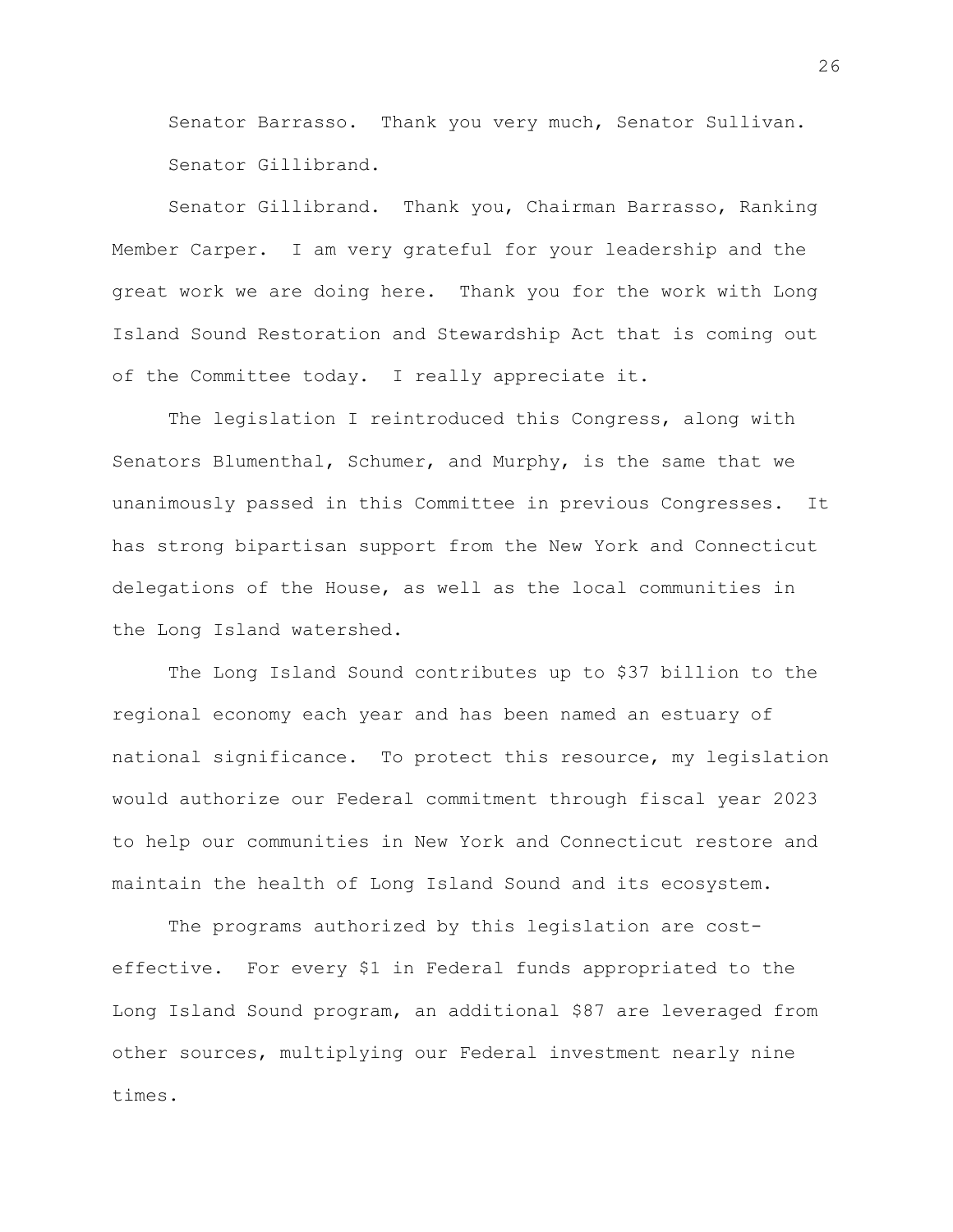Senator Barrasso. Thank you very much, Senator Sullivan. Senator Gillibrand.

Senator Gillibrand. Thank you, Chairman Barrasso, Ranking Member Carper. I am very grateful for your leadership and the great work we are doing here. Thank you for the work with Long Island Sound Restoration and Stewardship Act that is coming out of the Committee today. I really appreciate it.

The legislation I reintroduced this Congress, along with Senators Blumenthal, Schumer, and Murphy, is the same that we unanimously passed in this Committee in previous Congresses. It has strong bipartisan support from the New York and Connecticut delegations of the House, as well as the local communities in the Long Island watershed.

The Long Island Sound contributes up to $37 billion to the regional economy each year and has been named an estuary of national significance. To protect this resource, my legislation would authorize our Federal commitment through fiscal year 2023 to help our communities in New York and Connecticut restore and maintain the health of Long Island Sound and its ecosystem.

The programs authorized by this legislation are cost-effective. For every $1 in Federal funds appropriated to the Long Island Sound program, an additional $87 are leveraged from other sources, multiplying our Federal investment nearly nine times.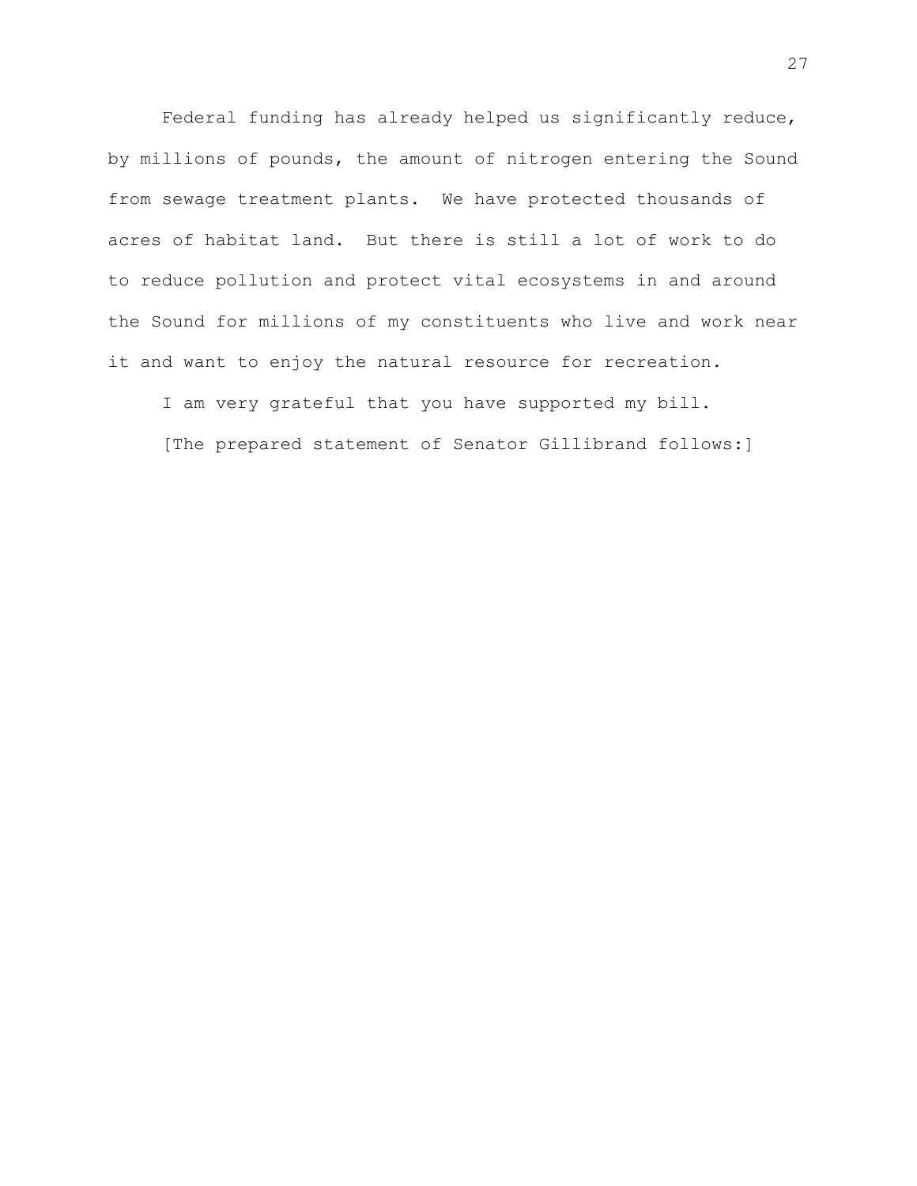Federal funding has already helped us significantly reduce, by millions of pounds, the amount of nitrogen entering the Sound from sewage treatment plants. We have protected thousands of acres of habitat land. But there is still a lot of work to do to reduce pollution and protect vital ecosystems in and around the Sound for millions of my constituents who live and work near it and want to enjoy the natural resource for recreation.

I am very grateful that you have supported my bill.

[The prepared statement of Senator Gillibrand follows:]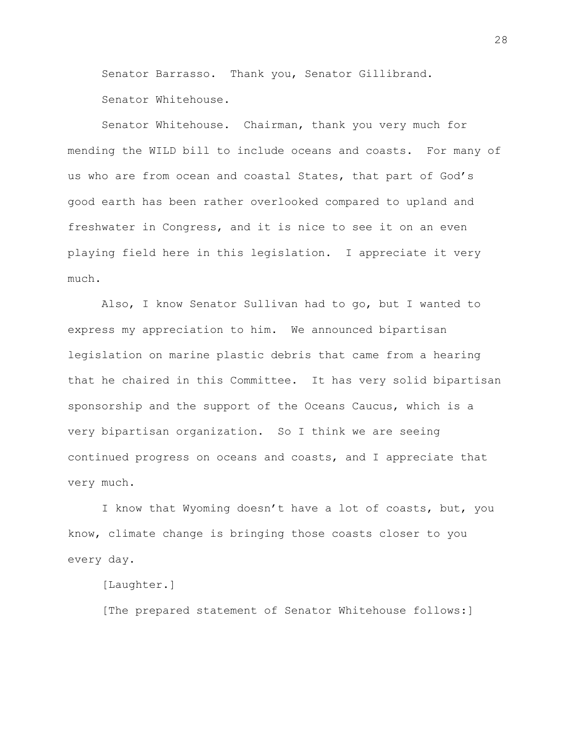Senator Barrasso. Thank you, Senator Gillibrand.

Senator Whitehouse.

Senator Whitehouse. Chairman, thank you very much for mending the WILD bill to include oceans and coasts. For many of us who are from ocean and coastal States, that part of God's good earth has been rather overlooked compared to upland and freshwater in Congress, and it is nice to see it on an even playing field here in this legislation. I appreciate it very much.

Also, I know Senator Sullivan had to go, but I wanted to express my appreciation to him. We announced bipartisan legislation on marine plastic debris that came from a hearing that he chaired in this Committee. It has very solid bipartisan sponsorship and the support of the Oceans Caucus, which is a very bipartisan organization. So I think we are seeing continued progress on oceans and coasts, and I appreciate that very much.

I know that Wyoming doesn't have a lot of coasts, but, you know, climate change is bringing those coasts closer to you every day.

[Laughter.]

[The prepared statement of Senator Whitehouse follows:]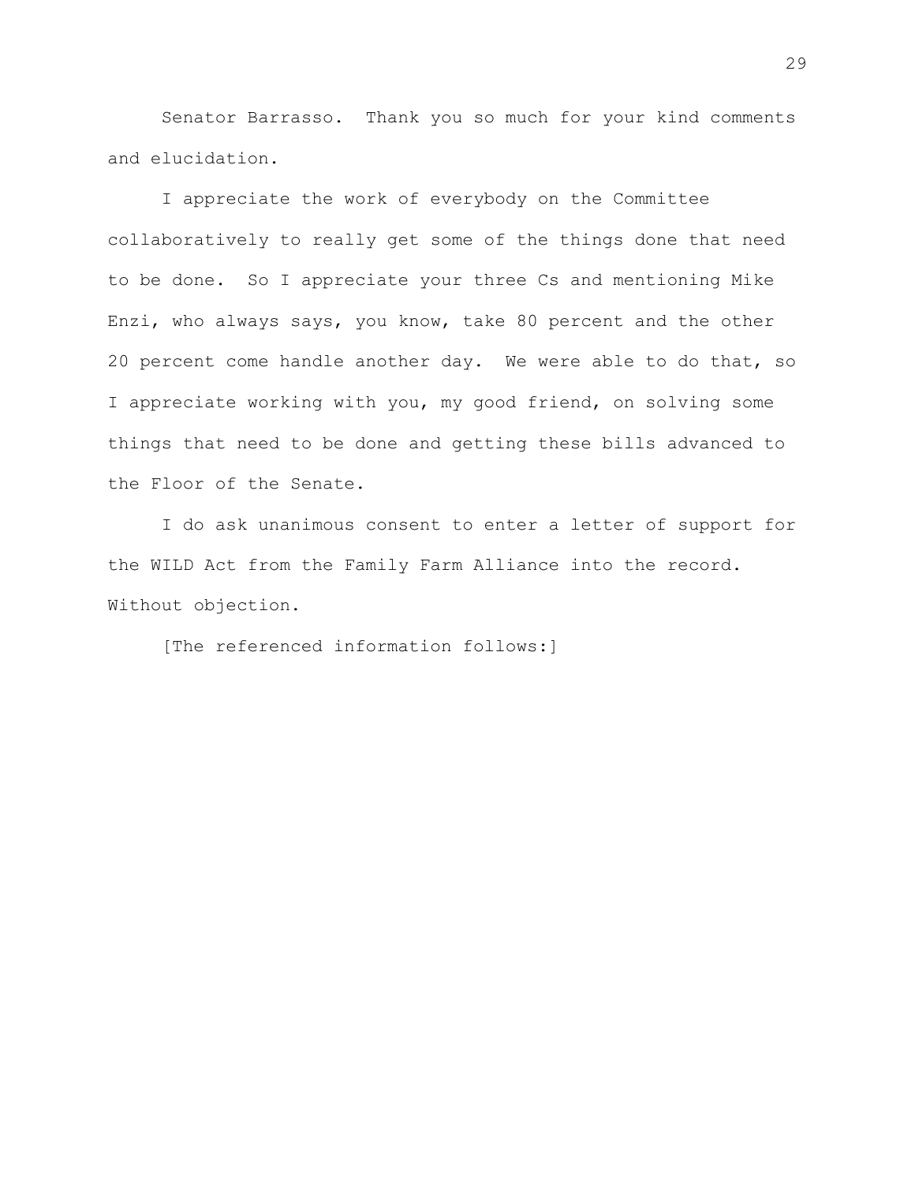Senator Barrasso. Thank you so much for your kind comments and elucidation.

I appreciate the work of everybody on the Committee collaboratively to really get some of the things done that need to be done. So I appreciate your three Cs and mentioning Mike Enzi, who always says, you know, take 80 percent and the other 20 percent come handle another day. We were able to do that, so I appreciate working with you, my good friend, on solving some things that need to be done and getting these bills advanced to the Floor of the Senate.

I do ask unanimous consent to enter a letter of support for the WILD Act from the Family Farm Alliance into the record. Without objection.

[The referenced information follows:]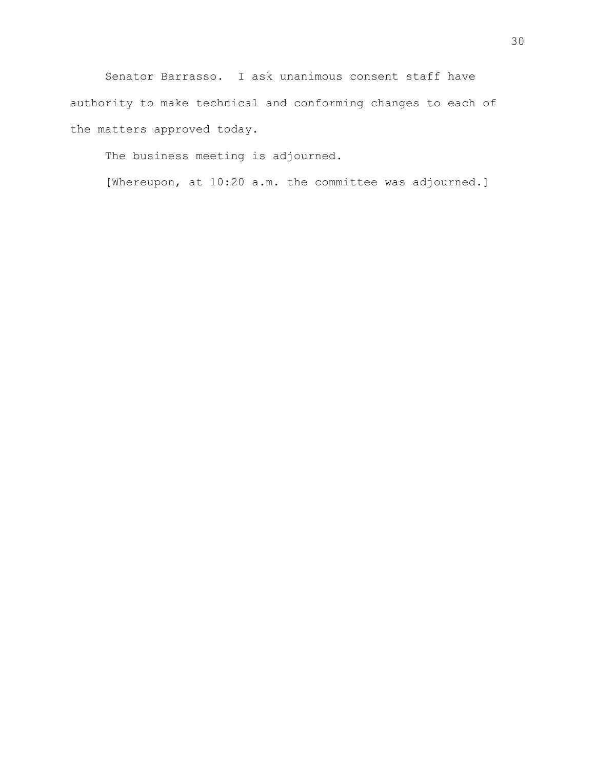Senator Barrasso. I ask unanimous consent staff have authority to make technical and conforming changes to each of the matters approved today.

The business meeting is adjourned.

[Whereupon, at 10:20 a.m. the committee was adjourned.]